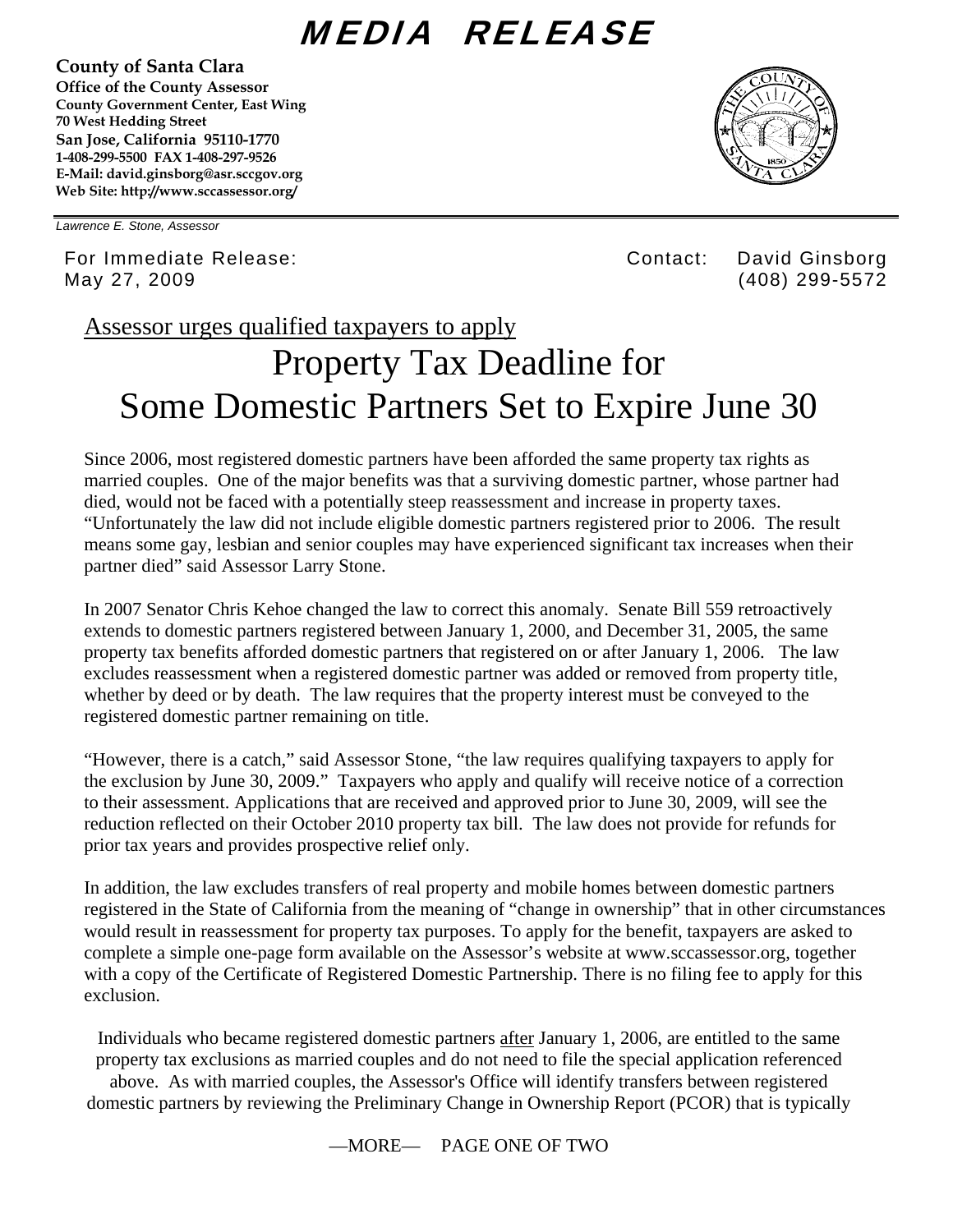# MEDIA RELEASE

**County of Santa Clara**
**Office of the County Assessor**
**County Government Center, East Wing**
**70 West Hedding Street**
**San Jose, California 95110-1770**
**1-408-299-5500 FAX 1-408-297-9526**
**E-Mail: david.ginsborg@asr.sccgov.org**
**Web Site: http://www.sccassessor.org/**

*Lawrence E. Stone, Assessor*

For Immediate Release: May 27, 2009

Contact: David Ginsborg (408) 299-5572

Assessor urges qualified taxpayers to apply

# Property Tax Deadline for Some Domestic Partners Set to Expire June 30

Since 2006, most registered domestic partners have been afforded the same property tax rights as married couples. One of the major benefits was that a surviving domestic partner, whose partner had died, would not be faced with a potentially steep reassessment and increase in property taxes. "Unfortunately the law did not include eligible domestic partners registered prior to 2006. The result means some gay, lesbian and senior couples may have experienced significant tax increases when their partner died" said Assessor Larry Stone.

In 2007 Senator Chris Kehoe changed the law to correct this anomaly. Senate Bill 559 retroactively extends to domestic partners registered between January 1, 2000, and December 31, 2005, the same property tax benefits afforded domestic partners that registered on or after January 1, 2006. The law excludes reassessment when a registered domestic partner was added or removed from property title, whether by deed or by death. The law requires that the property interest must be conveyed to the registered domestic partner remaining on title.

"However, there is a catch," said Assessor Stone, "the law requires qualifying taxpayers to apply for the exclusion by June 30, 2009." Taxpayers who apply and qualify will receive notice of a correction to their assessment. Applications that are received and approved prior to June 30, 2009, will see the reduction reflected on their October 2010 property tax bill. The law does not provide for refunds for prior tax years and provides prospective relief only.

In addition, the law excludes transfers of real property and mobile homes between domestic partners registered in the State of California from the meaning of "change in ownership" that in other circumstances would result in reassessment for property tax purposes. To apply for the benefit, taxpayers are asked to complete a simple one-page form available on the Assessor's website at www.sccassessor.org, together with a copy of the Certificate of Registered Domestic Partnership. There is no filing fee to apply for this exclusion.

Individuals who became registered domestic partners <u>after</u> January 1, 2006, are entitled to the same property tax exclusions as married couples and do not need to file the special application referenced above. As with married couples, the Assessor's Office will identify transfers between registered domestic partners by reviewing the Preliminary Change in Ownership Report (PCOR) that is typically

—MORE—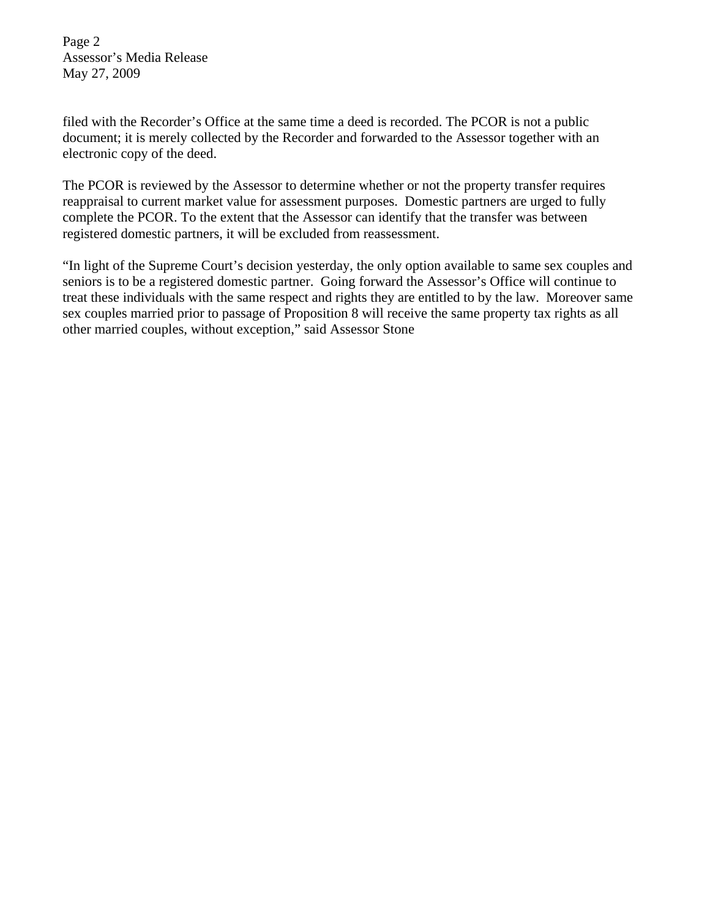filed with the Recorder's Office at the same time a deed is recorded. The PCOR is not a public document; it is merely collected by the Recorder and forwarded to the Assessor together with an electronic copy of the deed.

The PCOR is reviewed by the Assessor to determine whether or not the property transfer requires reappraisal to current market value for assessment purposes. Domestic partners are urged to fully complete the PCOR. To the extent that the Assessor can identify that the transfer was between registered domestic partners, it will be excluded from reassessment.

"In light of the Supreme Court's decision yesterday, the only option available to same sex couples and seniors is to be a registered domestic partner. Going forward the Assessor's Office will continue to treat these individuals with the same respect and rights they are entitled to by the law. Moreover same sex couples married prior to passage of Proposition 8 will receive the same property tax rights as all other married couples, without exception," said Assessor Stone